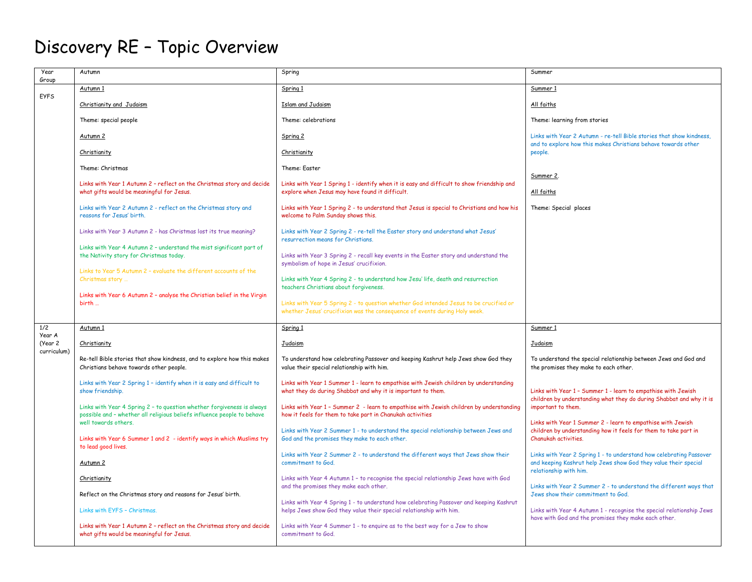# Discovery RE – Topic Overview

| Year Group | Autumn | Spring | Summer |
|---|---|---|---|
| EYFS | Autumn 1<br><br>Christianity and Judaism<br><br>Theme: special people<br><br>Autumn 2<br><br>Christianity<br><br>Theme: Christmas<br><br>Links with Year 1 Autumn 2 – reflect on the Christmas story and decide what gifts would be meaningful for Jesus.<br><br>Links with Year 2 Autumn 2 - reflect on the Christmas story and reasons for Jesus' birth.<br><br>Links with Year 3 Autumn 2 - has Christmas lost its true meaning?<br><br>Links with Year 4 Autumn 2 – understand the mist significant part of the Nativity story for Christmas today.<br><br>Links to Year 5 Autumn 2 – evaluate the different accounts of the Christmas story …<br><br>Links with Year 6 Autumn 2 – analyse the Christian belief in the Virgin birth … | Spring 1<br><br>Islam and Judaism<br><br>Theme: celebrations<br><br>Spring 2<br><br>Christianity<br><br>Theme: Easter<br><br>Links with Year 1 Spring 1 - identify when it is easy and difficult to show friendship and explore when Jesus may have found it difficult.<br><br>Links with Year 1 Spring 2 - to understand that Jesus is special to Christians and how his welcome to Palm Sunday shows this.<br><br>Links with Year 2 Spring 2 - re-tell the Easter story and understand what Jesus' resurrection means for Christians.<br><br>Links with Year 3 Spring 2 - recall key events in the Easter story and understand the symbolism of hope in Jesus' crucifixion.<br><br>Links with Year 4 Spring 2 - to understand how Jesu' life, death and resurrection teachers Christians about forgiveness.<br><br>Links with Year 5 Spring 2 - to question whether God intended Jesus to be crucified or whether Jesus' crucifixion was the consequence of events during Holy week. | Summer 1<br><br>All faiths<br><br>Theme: learning from stories<br><br>Links with Year 2 Autumn - re-tell Bible stories that show kindness, and to explore how this makes Christians behave towards other people.<br><br>Summer 2.<br><br>All faiths<br><br>Theme: Special places |
| 1/2<br>Year A<br>(Year 2 curriculum) | Autumn 1<br><br>Christianity<br><br>Re-tell Bible stories that show kindness, and to explore how this makes Christians behave towards other people.<br><br>Links with Year 2 Spring 1 – identify when it is easy and difficult to show friendship.<br><br>Links with Year 4 Spring 2 – to question whether forgiveness is always possible and – whether all religious beliefs influence people to behave well towards others.<br><br>Links with Year 6 Summer 1 and 2 - identify ways in which Muslims try to lead good lives.<br><br>Autumn 2<br><br>Christianity<br><br>Reflect on the Christmas story and reasons for Jesus' birth.<br><br>Links with EYFS – Christmas.<br><br>Links with Year 1 Autumn 2 – reflect on the Christmas story and decide what gifts would be meaningful for Jesus. | Spring 1<br><br>Judaism<br><br>To understand how celebrating Passover and keeping Kashrut help Jews show God they value their special relationship with him.<br><br>Links with Year 1 Summer 1 - learn to empathise with Jewish children by understanding what they do during Shabbat and why it is important to them.<br><br>Links with Year 1 – Summer 2 - learn to empathise with Jewish children by understanding how it feels for them to take part in Chanukah activities<br><br>Links with Year 2 Summer 1 - to understand the special relationship between Jews and God and the promises they make to each other.<br><br>Links with Year 2 Summer 2 - to understand the different ways that Jews show their commitment to God.<br><br>Links with Year 4 Autumn 1 – to recognise the special relationship Jews have with God and the promises they make each other.<br><br>Links with Year 4 Spring 1 - to understand how celebrating Passover and keeping Kashrut helps Jews show God they value their special relationship with him.<br><br>Links with Year 4 Summer 1 - to enquire as to the best way for a Jew to show commitment to God. | Summer 1<br><br>Judaism<br><br>To understand the special relationship between Jews and God and the promises they make to each other.<br><br>Links with Year 1 – Summer 1 - learn to empathise with Jewish children by understanding what they do during Shabbat and why it is important to them.<br><br>Links with Year 1 Summer 2 - learn to empathise with Jewish children by understanding how it feels for them to take part in Chanukah activities.<br><br>Links with Year 2 Spring 1 - to understand how celebrating Passover and keeping Kashrut help Jews show God they value their special relationship with him.<br><br>Links with Year 2 Summer 2 - to understand the different ways that Jews show their commitment to God.<br><br>Links with Year 4 Autumn 1 - recognise the special relationship Jews have with God and the promises they make each other. |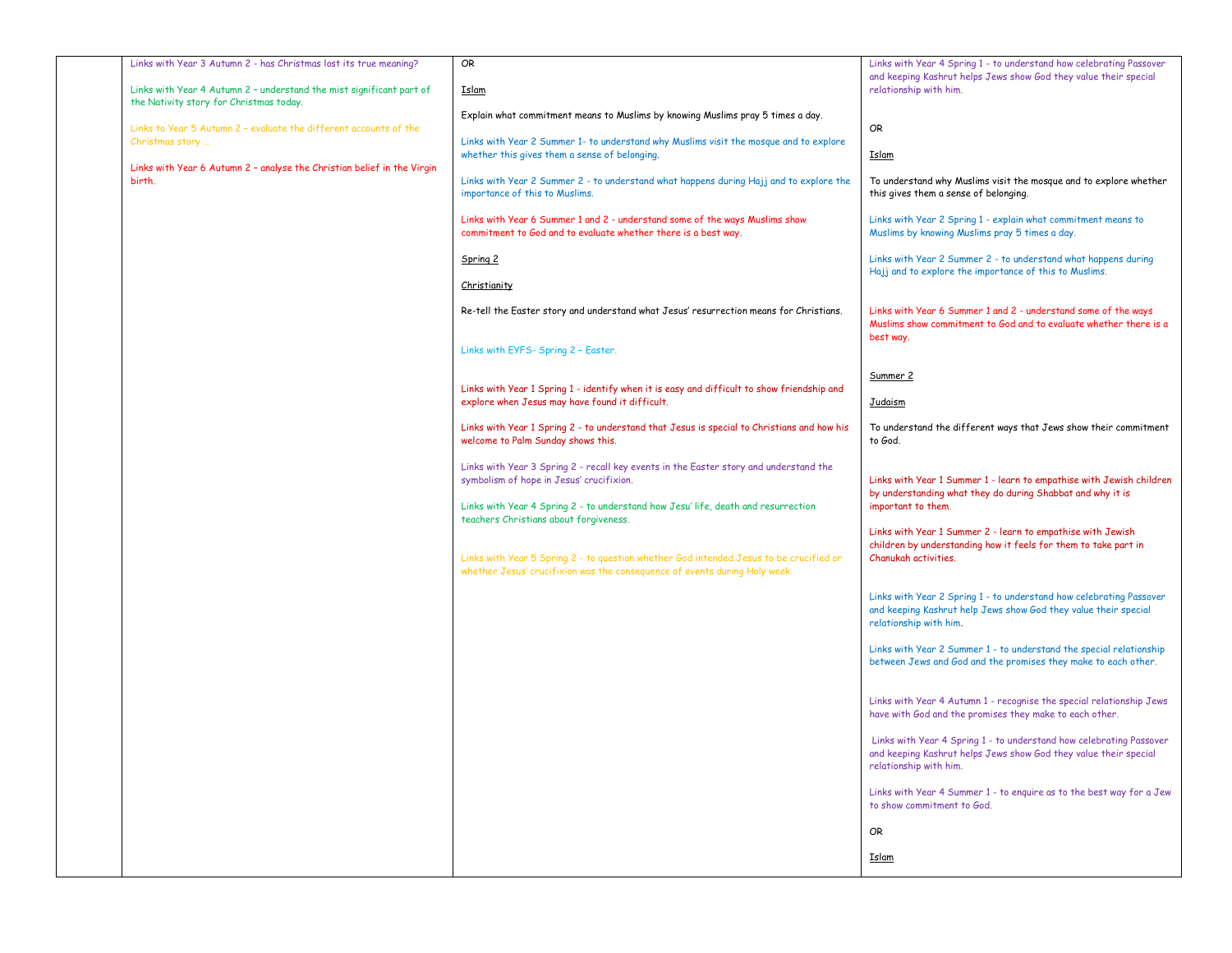| | | | |
|---|---|---|---|
| | Links with Year 3 Autumn 2 - has Christmas lost its true meaning?<br><br>Links with Year 4 Autumn 2 – understand the mist significant part of the Nativity story for Christmas today.<br><br>Links to Year 5 Autumn 2 – evaluate the different accounts of the Christmas story …<br><br>Links with Year 6 Autumn 2 – analyse the Christian belief in the Virgin birth. | OR<br><br>Islam<br><br>Explain what commitment means to Muslims by knowing Muslims pray 5 times a day.<br><br>Links with Year 2 Summer 1- to understand why Muslims visit the mosque and to explore whether this gives them a sense of belonging.<br><br>Links with Year 2 Summer 2 - to understand what happens during Hajj and to explore the importance of this to Muslims.<br><br>Links with Year 6 Summer 1 and 2 - understand some of the ways Muslims show commitment to God and to evaluate whether there is a best way.<br><br>Spring 2<br><br>Christianity<br><br>Re-tell the Easter story and understand what Jesus' resurrection means for Christians.<br><br>Links with EYFS- Spring 2 – Easter.<br><br>Links with Year 1 Spring 1 - identify when it is easy and difficult to show friendship and explore when Jesus may have found it difficult.<br><br>Links with Year 1 Spring 2 - to understand that Jesus is special to Christians and how his welcome to Palm Sunday shows this.<br><br>Links with Year 3 Spring 2 - recall key events in the Easter story and understand the symbolism of hope in Jesus' crucifixion.<br><br>Links with Year 4 Spring 2 - to understand how Jesu' life, death and resurrection teachers Christians about forgiveness.<br><br>Links with Year 5 Spring 2 - to question whether God intended Jesus to be crucified or whether Jesus' crucifixion was the consequence of events during Holy week. | Links with Year 4 Spring 1 - to understand how celebrating Passover and keeping Kashrut helps Jews show God they value their special relationship with him.<br><br>OR<br><br>Islam<br><br>To understand why Muslims visit the mosque and to explore whether this gives them a sense of belonging.<br><br>Links with Year 2 Spring 1 - explain what commitment means to Muslims by knowing Muslims pray 5 times a day.<br><br>Links with Year 2 Summer 2 - to understand what happens during Hajj and to explore the importance of this to Muslims.<br><br>Links with Year 6 Summer 1 and 2 - understand some of the ways Muslims show commitment to God and to evaluate whether there is a best way.<br><br>Summer 2<br><br>Judaism<br><br>To understand the different ways that Jews show their commitment to God.<br><br>Links with Year 1 Summer 1 - learn to empathise with Jewish children by understanding what they do during Shabbat and why it is important to them.<br><br>Links with Year 1 Summer 2 - learn to empathise with Jewish children by understanding how it feels for them to take part in Chanukah activities.<br><br>Links with Year 2 Spring 1 - to understand how celebrating Passover and keeping Kashrut help Jews show God they value their special relationship with him.<br><br>Links with Year 2 Summer 1 - to understand the special relationship between Jews and God and the promises they make to each other.<br><br>Links with Year 4 Autumn 1 - recognise the special relationship Jews have with God and the promises they make to each other.<br><br>Links with Year 4 Spring 1 - to understand how celebrating Passover and keeping Kashrut helps Jews show God they value their special relationship with him.<br><br>Links with Year 4 Summer 1 - to enquire as to the best way for a Jew to show commitment to God.<br><br>OR<br><br>Islam |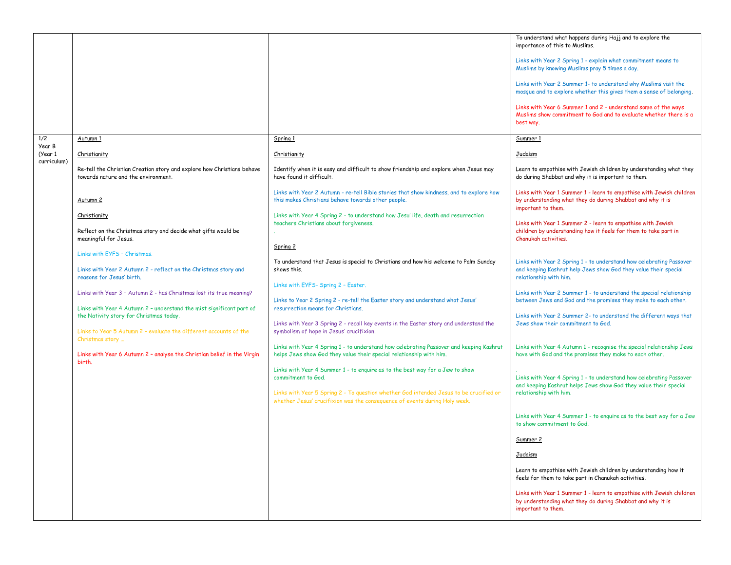| | | | |
|---|---|---|---|
| | | | To understand what happens during Hajj and to explore the importance of this to Muslims.<br><br>Links with Year 2 Spring 1 - explain what commitment means to Muslims by knowing Muslims pray 5 times a day.<br><br>Links with Year 2 Summer 1- to understand why Muslims visit the mosque and to explore whether this gives them a sense of belonging.<br><br>Links with Year 6 Summer 1 and 2 - understand some of the ways Muslims show commitment to God and to evaluate whether there is a best way. |
| 1/2<br>Year B<br>(Year 1 curriculum) | Autumn 1<br><br>Christianity<br><br>Re-tell the Christian Creation story and explore how Christians behave towards nature and the environment.<br><br>Autumn 2<br><br>Christianity<br><br>Reflect on the Christmas story and decide what gifts would be meaningful for Jesus.<br><br>Links with EYFS – Christmas.<br><br>Links with Year 2 Autumn 2 - reflect on the Christmas story and reasons for Jesus' birth.<br><br>Links with Year 3 – Autumn 2 - has Christmas lost its true meaning?<br><br>Links with Year 4 Autumn 2 – understand the mist significant part of the Nativity story for Christmas today.<br><br>Links to Year 5 Autumn 2 – evaluate the different accounts of the Christmas story …<br><br>Links with Year 6 Autumn 2 – analyse the Christian belief in the Virgin birth. | Spring 1<br><br>Christianity<br><br>Identify when it is easy and difficult to show friendship and explore when Jesus may have found it difficult.<br><br>Links with Year 2 Autumn - re-tell Bible stories that show kindness, and to explore how this makes Christians behave towards other people.<br><br>Links with Year 4 Spring 2 - to understand how Jesu' life, death and resurrection teachers Christians about forgiveness.<br>.<br><br>Spring 2<br><br>To understand that Jesus is special to Christians and how his welcome to Palm Sunday shows this.<br><br>Links with EYFS- Spring 2 – Easter.<br><br>Links to Year 2 Spring 2 - re-tell the Easter story and understand what Jesus' resurrection means for Christians.<br><br>Links with Year 3 Spring 2 - recall key events in the Easter story and understand the symbolism of hope in Jesus' crucifixion.<br><br>Links with Year 4 Spring 1 - to understand how celebrating Passover and keeping Kashrut helps Jews show God they value their special relationship with him.<br><br>Links with Year 4 Summer 1 - to enquire as to the best way for a Jew to show commitment to God.<br><br>Links with Year 5 Spring 2 - To question whether God intended Jesus to be crucified or whether Jesus' crucifixion was the consequence of events during Holy week. | Summer 1<br><br>Judaism<br><br>Learn to empathise with Jewish children by understanding what they do during Shabbat and why it is important to them.<br><br>Links with Year 1 Summer 1 - learn to empathise with Jewish children by understanding what they do during Shabbat and why it is important to them.<br><br>Links with Year 1 Summer 2 - learn to empathise with Jewish children by understanding how it feels for them to take part in Chanukah activities.<br><br>Links with Year 2 Spring 1 - to understand how celebrating Passover and keeping Kashrut help Jews show God they value their special relationship with him.<br><br>Links with Year 2 Summer 1 - to understand the special relationship between Jews and God and the promises they make to each other.<br><br>Links with Year 2 Summer 2- to understand the different ways that Jews show their commitment to God.<br><br>Links with Year 4 Autumn 1 - recognise the special relationship Jews have with God and the promises they make to each other.<br><br>.<br>Links with Year 4 Spring 1 - to understand how celebrating Passover and keeping Kashrut helps Jews show God they value their special relationship with him.<br><br>Links with Year 4 Summer 1 - to enquire as to the best way for a Jew to show commitment to God.<br><br>Summer 2<br><br>Judaism<br><br>Learn to empathise with Jewish children by understanding how it feels for them to take part in Chanukah activities.<br><br>Links with Year 1 Summer 1 - learn to empathise with Jewish children by understanding what they do during Shabbat and why it is important to them. |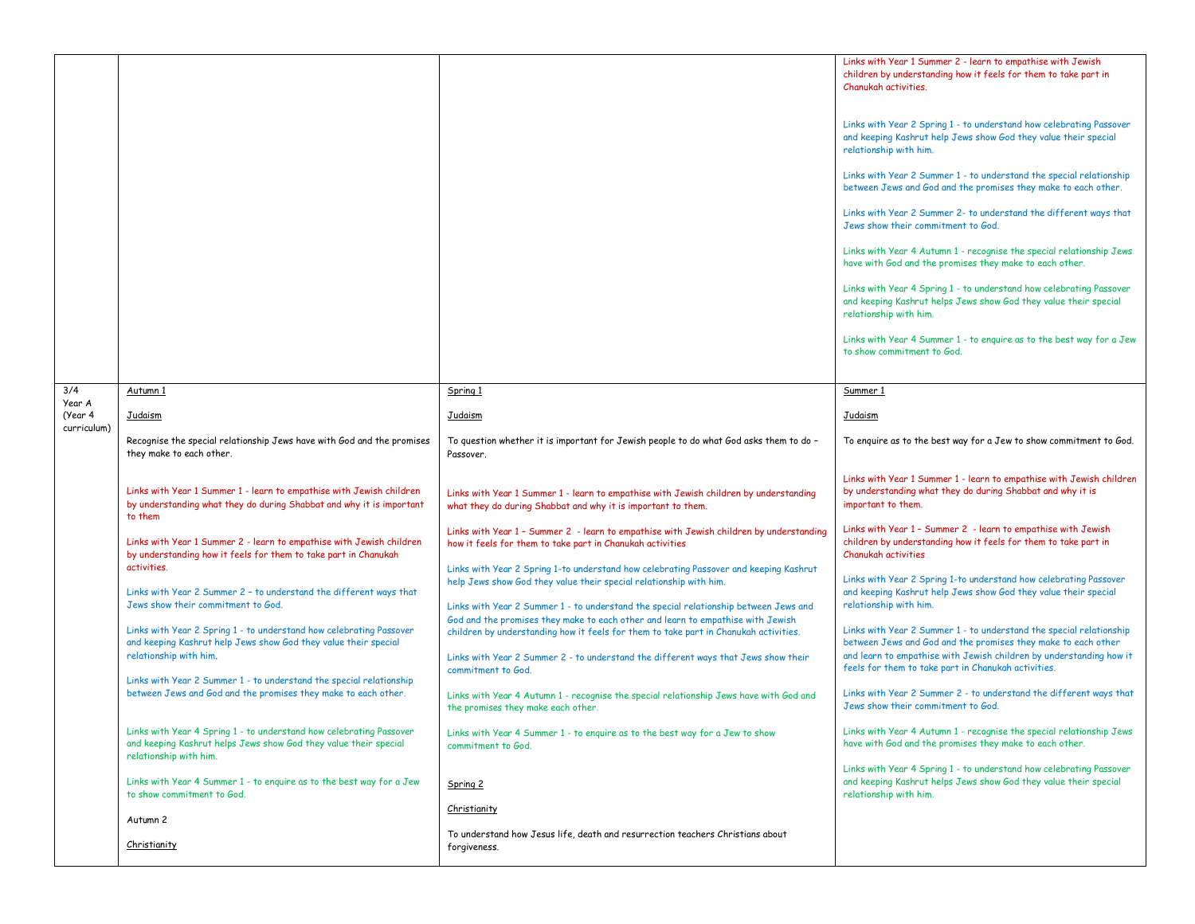| | | | |
|---|---|---|---|
| | | | Links with Year 1 Summer 2 - learn to empathise with Jewish children by understanding how it feels for them to take part in Chanukah activities.<br><br>Links with Year 2 Spring 1 - to understand how celebrating Passover and keeping Kashrut help Jews show God they value their special relationship with him.<br><br>Links with Year 2 Summer 1 - to understand the special relationship between Jews and God and the promises they make to each other.<br><br>Links with Year 2 Summer 2- to understand the different ways that Jews show their commitment to God.<br><br>Links with Year 4 Autumn 1 - recognise the special relationship Jews have with God and the promises they make to each other.<br><br>Links with Year 4 Spring 1 - to understand how celebrating Passover and keeping Kashrut helps Jews show God they value their special relationship with him.<br><br>Links with Year 4 Summer 1 - to enquire as to the best way for a Jew to show commitment to God. |
| 3/4 Year A (Year 4 curriculum) | <u>Autumn 1</u><br><br><u>Judaism</u><br><br>Recognise the special relationship Jews have with God and the promises they make to each other.<br><br>Links with Year 1 Summer 1 - learn to empathise with Jewish children by understanding what they do during Shabbat and why it is important to them<br><br>Links with Year 1 Summer 2 - learn to empathise with Jewish children by understanding how it feels for them to take part in Chanukah activities.<br><br>Links with Year 2 Summer 2 – to understand the different ways that Jews show their commitment to God.<br><br>Links with Year 2 Spring 1 - to understand how celebrating Passover and keeping Kashrut help Jews show God they value their special relationship with him.<br><br>Links with Year 2 Summer 1 - to understand the special relationship between Jews and God and the promises they make to each other.<br><br>Links with Year 4 Spring 1 - to understand how celebrating Passover and keeping Kashrut helps Jews show God they value their special relationship with him.<br><br>Links with Year 4 Summer 1 - to enquire as to the best way for a Jew to show commitment to God.<br><br>Autumn 2<br><br><u>Christianity</u> | <u>Spring 1</u><br><br><u>Judaism</u><br><br>To question whether it is important for Jewish people to do what God asks them to do – Passover.<br><br>Links with Year 1 Summer 1 - learn to empathise with Jewish children by understanding what they do during Shabbat and why it is important to them.<br><br>Links with Year 1 – Summer 2 - learn to empathise with Jewish children by understanding how it feels for them to take part in Chanukah activities<br><br>Links with Year 2 Spring 1-to understand how celebrating Passover and keeping Kashrut help Jews show God they value their special relationship with him.<br><br>Links with Year 2 Summer 1 - to understand the special relationship between Jews and God and the promises they make to each other and learn to empathise with Jewish children by understanding how it feels for them to take part in Chanukah activities.<br><br>Links with Year 2 Summer 2 - to understand the different ways that Jews show their commitment to God.<br><br>Links with Year 4 Autumn 1 - recognise the special relationship Jews have with God and the promises they make each other.<br><br>Links with Year 4 Summer 1 - to enquire as to the best way for a Jew to show commitment to God.<br><br><u>Spring 2</u><br><br><u>Christianity</u><br><br>To understand how Jesus life, death and resurrection teachers Christians about forgiveness. | <u>Summer 1</u><br><br><u>Judaism</u><br><br>To enquire as to the best way for a Jew to show commitment to God.<br><br>Links with Year 1 Summer 1 - learn to empathise with Jewish children by understanding what they do during Shabbat and why it is important to them.<br><br>Links with Year 1 – Summer 2 - learn to empathise with Jewish children by understanding how it feels for them to take part in Chanukah activities<br><br>Links with Year 2 Spring 1-to understand how celebrating Passover and keeping Kashrut help Jews show God they value their special relationship with him.<br><br>Links with Year 2 Summer 1 - to understand the special relationship between Jews and God and the promises they make to each other and learn to empathise with Jewish children by understanding how it feels for them to take part in Chanukah activities.<br><br>Links with Year 2 Summer 2 - to understand the different ways that Jews show their commitment to God.<br><br>Links with Year 4 Autumn 1 - recognise the special relationship Jews have with God and the promises they make to each other.<br><br>Links with Year 4 Spring 1 - to understand how celebrating Passover and keeping Kashrut helps Jews show God they value their special relationship with him. |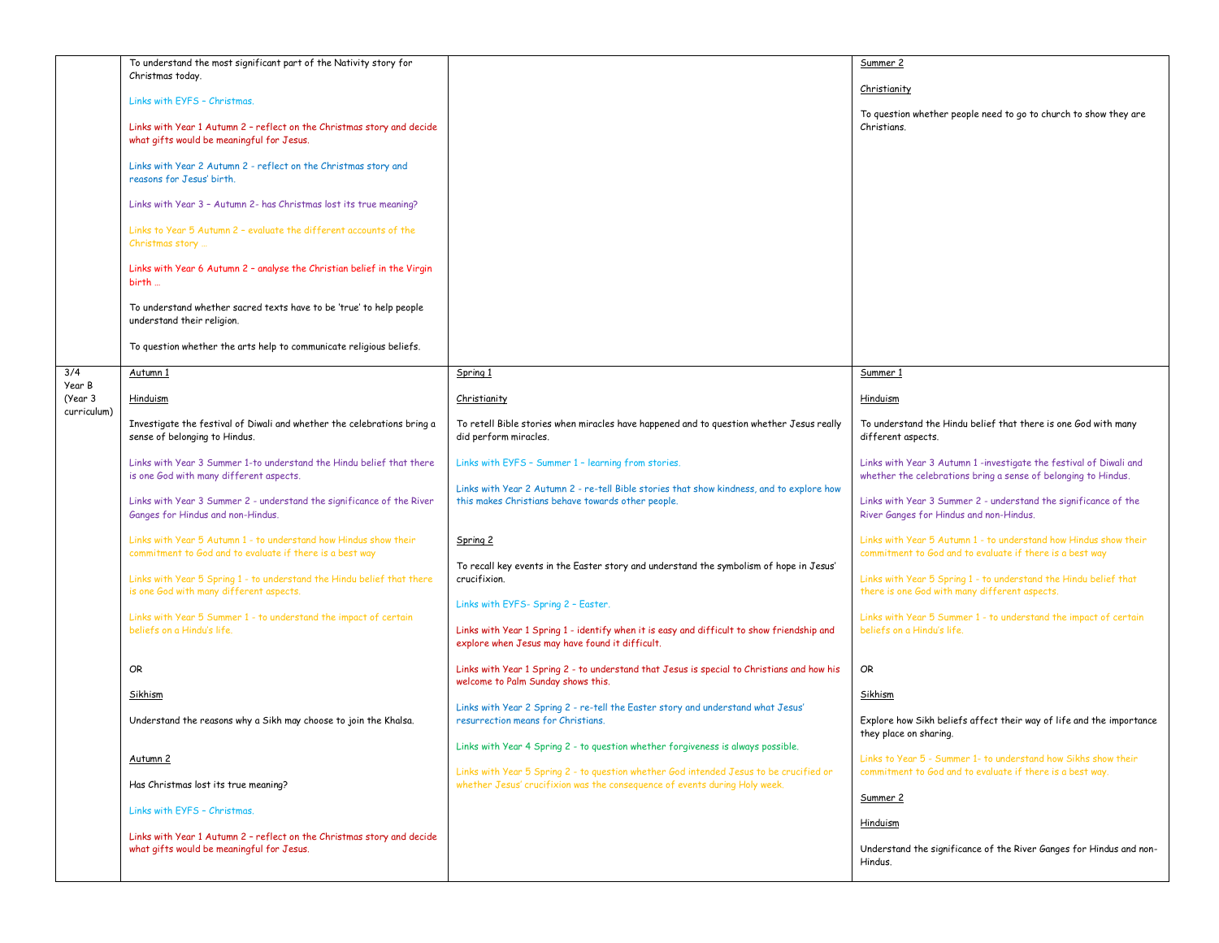| | | | |
|---|---|---|---|
| | To understand the most significant part of the Nativity story for Christmas today.<br><br>Links with EYFS – Christmas.<br><br>Links with Year 1 Autumn 2 – reflect on the Christmas story and decide what gifts would be meaningful for Jesus.<br><br>Links with Year 2 Autumn 2 - reflect on the Christmas story and reasons for Jesus' birth.<br><br>Links with Year 3 – Autumn 2- has Christmas lost its true meaning?<br><br>Links to Year 5 Autumn 2 – evaluate the different accounts of the Christmas story …<br><br>Links with Year 6 Autumn 2 – analyse the Christian belief in the Virgin birth …<br><br>To understand whether sacred texts have to be 'true' to help people understand their religion.<br><br>To question whether the arts help to communicate religious beliefs. | | <u>Summer 2</u><br><br><u>Christianity</u><br><br>To question whether people need to go to church to show they are Christians. |
| 3/4<br>Year B<br>(Year 3 curriculum) | <u>Autumn 1</u><br><br><u>Hinduism</u><br><br>Investigate the festival of Diwali and whether the celebrations bring a sense of belonging to Hindus.<br><br>Links with Year 3 Summer 1-to understand the Hindu belief that there is one God with many different aspects.<br><br>Links with Year 3 Summer 2 - understand the significance of the River Ganges for Hindus and non-Hindus.<br><br>Links with Year 5 Autumn 1 - to understand how Hindus show their commitment to God and to evaluate if there is a best way<br><br>Links with Year 5 Spring 1 - to understand the Hindu belief that there is one God with many different aspects.<br><br>Links with Year 5 Summer 1 - to understand the impact of certain beliefs on a Hindu's life.<br><br>OR<br><br><u>Sikhism</u><br><br>Understand the reasons why a Sikh may choose to join the Khalsa.<br><br><u>Autumn 2</u><br><br>Has Christmas lost its true meaning?<br><br>Links with EYFS – Christmas.<br><br>Links with Year 1 Autumn 2 – reflect on the Christmas story and decide what gifts would be meaningful for Jesus. | <u>Spring 1</u><br><br><u>Christianity</u><br><br>To retell Bible stories when miracles have happened and to question whether Jesus really did perform miracles.<br><br>Links with EYFS – Summer 1 – learning from stories.<br><br>Links with Year 2 Autumn 2 - re-tell Bible stories that show kindness, and to explore how this makes Christians behave towards other people.<br><br><u>Spring 2</u><br><br>To recall key events in the Easter story and understand the symbolism of hope in Jesus' crucifixion.<br><br>Links with EYFS- Spring 2 – Easter.<br><br>Links with Year 1 Spring 1 - identify when it is easy and difficult to show friendship and explore when Jesus may have found it difficult.<br><br>Links with Year 1 Spring 2 - to understand that Jesus is special to Christians and how his welcome to Palm Sunday shows this.<br><br>Links with Year 2 Spring 2 - re-tell the Easter story and understand what Jesus' resurrection means for Christians.<br><br>Links with Year 4 Spring 2 - to question whether forgiveness is always possible.<br><br>Links with Year 5 Spring 2 - to question whether God intended Jesus to be crucified or whether Jesus' crucifixion was the consequence of events during Holy week. | <u>Summer 1</u><br><br><u>Hinduism</u><br><br>To understand the Hindu belief that there is one God with many different aspects.<br><br>Links with Year 3 Autumn 1 -investigate the festival of Diwali and whether the celebrations bring a sense of belonging to Hindus.<br><br>Links with Year 3 Summer 2 - understand the significance of the River Ganges for Hindus and non-Hindus.<br><br>Links with Year 5 Autumn 1 - to understand how Hindus show their commitment to God and to evaluate if there is a best way<br><br>Links with Year 5 Spring 1 - to understand the Hindu belief that there is one God with many different aspects.<br><br>Links with Year 5 Summer 1 - to understand the impact of certain beliefs on a Hindu's life.<br><br>OR<br><br><u>Sikhism</u><br><br>Explore how Sikh beliefs affect their way of life and the importance they place on sharing.<br><br>Links to Year 5 - Summer 1- to understand how Sikhs show their commitment to God and to evaluate if there is a best way.<br><br><u>Summer 2</u><br><br><u>Hinduism</u><br><br>Understand the significance of the River Ganges for Hindus and non-Hindus. |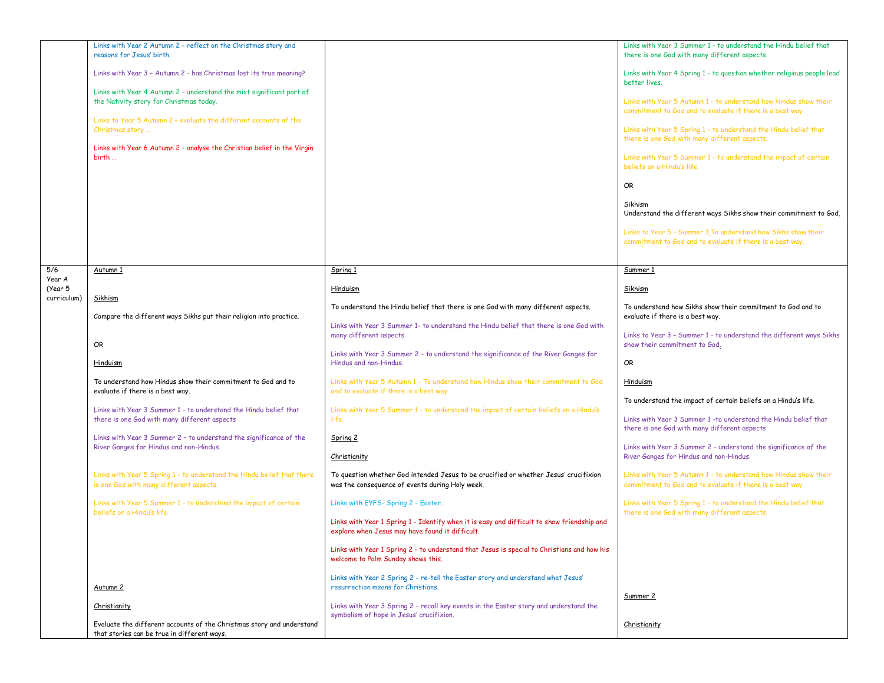| | | | |
|---|---|---|---|
| | Links with Year 2 Autumn 2 - reflect on the Christmas story and reasons for Jesus' birth.<br><br>Links with Year 3 – Autumn 2 - has Christmas lost its true meaning?<br><br>Links with Year 4 Autumn 2 – understand the mist significant part of the Nativity story for Christmas today.<br><br>Links to Year 5 Autumn 2 – evaluate the different accounts of the Christmas story …<br><br>Links with Year 6 Autumn 2 – analyse the Christian belief in the Virgin birth … | | Links with Year 3 Summer 1 - to understand the Hindu belief that there is one God with many different aspects.<br><br>Links with Year 4 Spring 1 - to question whether religious people lead better lives.<br><br>Links with Year 5 Autumn 1 - to understand how Hindus show their commitment to God and to evaluate if there is a best way<br><br>Links with Year 5 Spring 1 - to understand the Hindu belief that there is one God with many different aspects.<br><br>Links with Year 5 Summer 1 - to understand the impact of certain beliefs on a Hindu's life.<br><br>OR<br><br>Sikhism<br>Understand the different ways Sikhs show their commitment to God.<br><br>Links to Year 5 - Summer 1 To understand how Sikhs show their commitment to God and to evaluate if there is a best way. |
| 5/6 Year A (Year 5 curriculum) | Autumn 1<br><br>Sikhism<br><br>Compare the different ways Sikhs put their religion into practice.<br><br>OR<br><br>Hinduism<br><br>To understand how Hindus show their commitment to God and to evaluate if there is a best way.<br><br>Links with Year 3 Summer 1 - to understand the Hindu belief that there is one God with many different aspects<br><br>Links with Year 3 Summer 2 – to understand the significance of the River Ganges for Hindus and non-Hindus.<br><br>Links with Year 5 Spring 1 - to understand the Hindu belief that there is one God with many different aspects.<br><br>Links with Year 5 Summer 1 - to understand the impact of certain beliefs on a Hindu's life.<br><br>Autumn 2<br><br>Christianity<br><br>Evaluate the different accounts of the Christmas story and understand that stories can be true in different ways. | Spring 1<br><br>Hinduism<br><br>To understand the Hindu belief that there is one God with many different aspects.<br><br>Links with Year 3 Summer 1- to understand the Hindu belief that there is one God with many different aspects<br><br>Links with Year 3 Summer 2 – to understand the significance of the River Ganges for Hindus and non-Hindus.<br><br>Links with Year 5 Autumn 1 - To understand how Hindus show their commitment to God and to evaluate if there is a best way<br><br>Links with Year 5 Summer 1 - to understand the impact of certain beliefs on a Hindu's life.<br><br>Spring 2<br><br>Christianity<br><br>To question whether God intended Jesus to be crucified or whether Jesus' crucifixion was the consequence of events during Holy week.<br><br>Links with EYFS- Spring 2 – Easter.<br><br>Links with Year 1 Spring 1 - Identify when it is easy and difficult to show friendship and explore when Jesus may have found it difficult.<br><br>Links with Year 1 Spring 2 - to understand that Jesus is special to Christians and how his welcome to Palm Sunday shows this.<br><br>Links with Year 2 Spring 2 - re-tell the Easter story and understand what Jesus' resurrection means for Christians.<br><br>Links with Year 3 Spring 2 - recall key events in the Easter story and understand the symbolism of hope in Jesus' crucifixion. | Summer 1<br><br>Sikhism<br><br>To understand how Sikhs show their commitment to God and to evaluate if there is a best way.<br><br>Links to Year 3 – Summer 1 - to understand the different ways Sikhs show their commitment to God.<br><br>OR<br><br>Hinduism<br><br>To understand the impact of certain beliefs on a Hindu's life.<br><br>Links with Year 3 Summer 1 -to understand the Hindu belief that there is one God with many different aspects<br><br>Links with Year 3 Summer 2 - understand the significance of the River Ganges for Hindus and non-Hindus.<br><br>Links with Year 5 Autumn 1 - to understand how Hindus show their commitment to God and to evaluate if there is a best way<br><br>Links with Year 5 Spring 1 - to understand the Hindu belief that there is one God with many different aspects.<br><br>Summer 2<br><br>Christianity |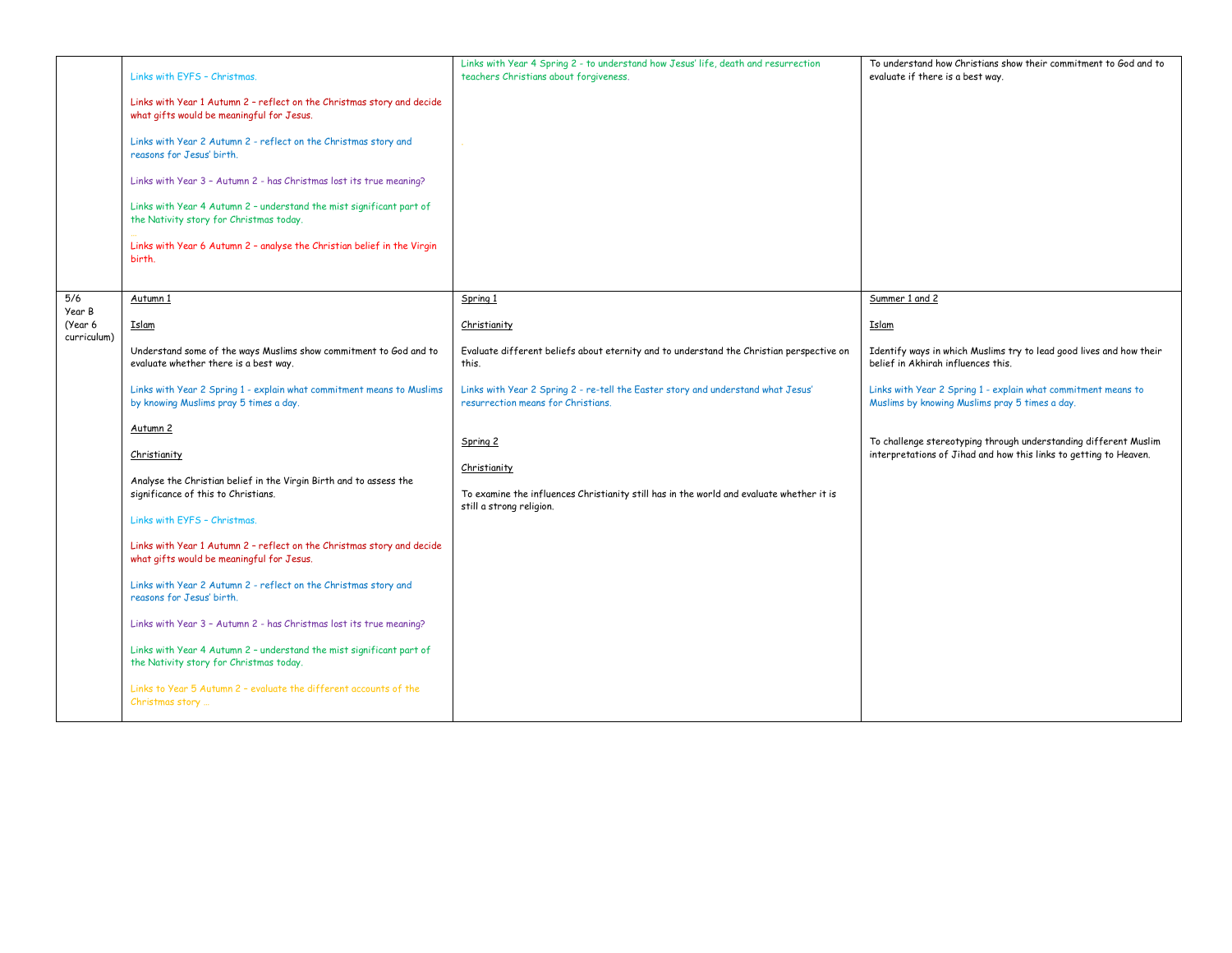| | | | |
|---|---|---|---|
| | Links with EYFS – Christmas.<br><br>Links with Year 1 Autumn 2 – reflect on the Christmas story and decide what gifts would be meaningful for Jesus.<br><br>Links with Year 2 Autumn 2 - reflect on the Christmas story and reasons for Jesus' birth.<br><br>Links with Year 3 – Autumn 2 - has Christmas lost its true meaning?<br><br>Links with Year 4 Autumn 2 – understand the mist significant part of the Nativity story for Christmas today.<br>…<br>Links with Year 6 Autumn 2 – analyse the Christian belief in the Virgin birth. | Links with Year 4 Spring 2 - to understand how Jesus' life, death and resurrection teachers Christians about forgiveness.<br><br>. | To understand how Christians show their commitment to God and to evaluate if there is a best way. |
| 5/6<br>Year B<br>(Year 6 curriculum) | <u>Autumn 1</u><br><br><u>Islam</u><br><br>Understand some of the ways Muslims show commitment to God and to evaluate whether there is a best way.<br><br>Links with Year 2 Spring 1 - explain what commitment means to Muslims by knowing Muslims pray 5 times a day.<br><br><u>Autumn 2</u><br><br><u>Christianity</u><br><br>Analyse the Christian belief in the Virgin Birth and to assess the significance of this to Christians.<br><br>Links with EYFS – Christmas.<br><br>Links with Year 1 Autumn 2 – reflect on the Christmas story and decide what gifts would be meaningful for Jesus.<br><br>Links with Year 2 Autumn 2 - reflect on the Christmas story and reasons for Jesus' birth.<br><br>Links with Year 3 – Autumn 2 - has Christmas lost its true meaning?<br><br>Links with Year 4 Autumn 2 – understand the mist significant part of the Nativity story for Christmas today.<br><br>Links to Year 5 Autumn 2 – evaluate the different accounts of the Christmas story … | <u>Spring 1</u><br><br><u>Christianity</u><br><br>Evaluate different beliefs about eternity and to understand the Christian perspective on this.<br><br>Links with Year 2 Spring 2 - re-tell the Easter story and understand what Jesus' resurrection means for Christians.<br><br><u>Spring 2</u><br><br><u>Christianity</u><br><br>To examine the influences Christianity still has in the world and evaluate whether it is still a strong religion. | <u>Summer 1 and 2</u><br><br><u>Islam</u><br><br>Identify ways in which Muslims try to lead good lives and how their belief in Akhirah influences this.<br><br>Links with Year 2 Spring 1 - explain what commitment means to Muslims by knowing Muslims pray 5 times a day.<br><br>To challenge stereotyping through understanding different Muslim interpretations of Jihad and how this links to getting to Heaven. |